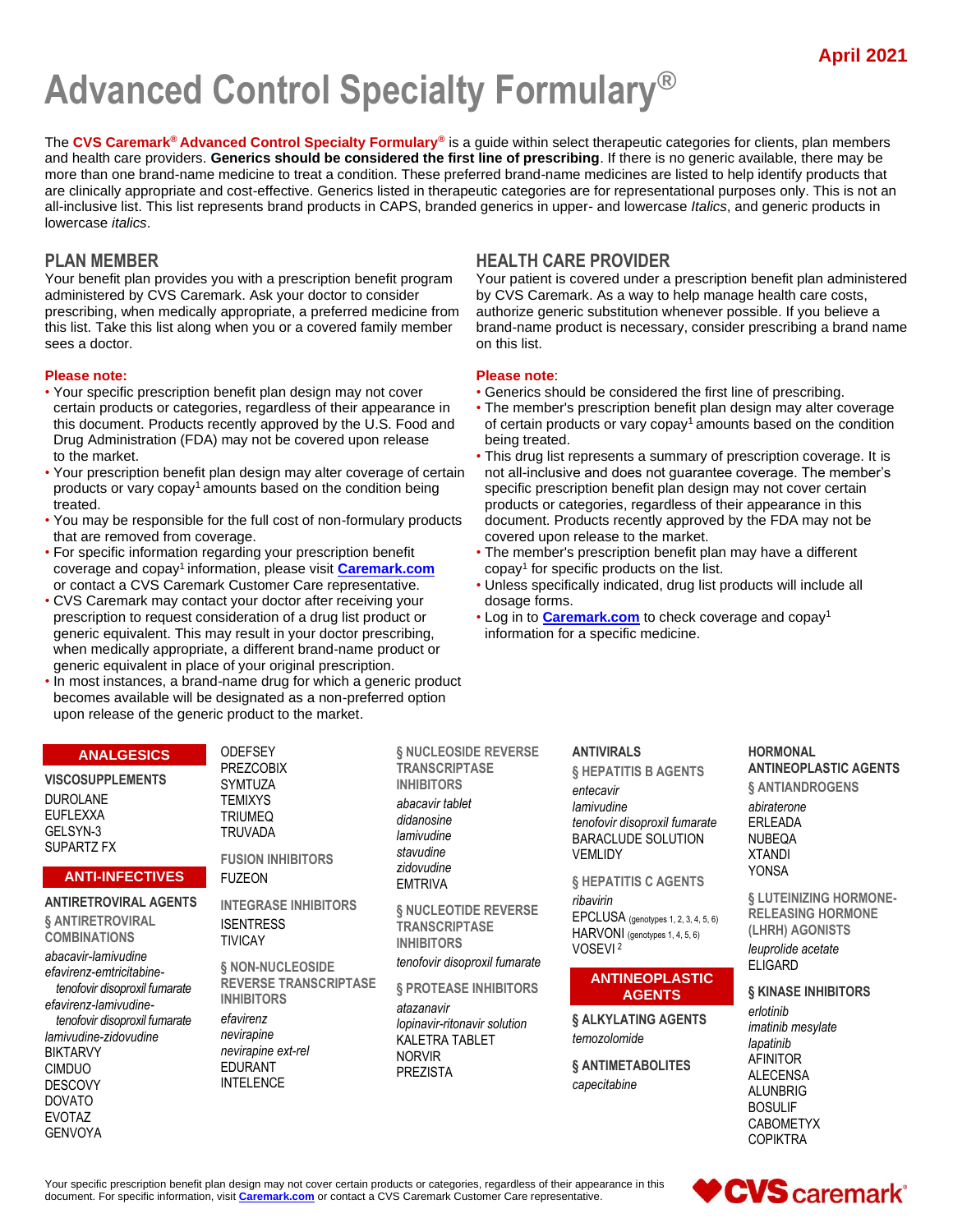April 2021

# Advanced Control Specialty Formulary®

The **CVS Caremark® Advanced Control Specialty Formulary®** is a guide within select therapeutic categories for clients, plan members and health care providers. **Generics should be considered the first line of prescribing**. If there is no generic available, there may be more than one brand-name medicine to treat a condition. These preferred brand-name medicines are listed to help identify products that are clinically appropriate and cost-effective. Generics listed in therapeutic categories are for representational purposes only. This is not an all-inclusive list. This list represents brand products in CAPS, branded generics in upper- and lowercase *Italics*, and generic products in lowercase *italics*.

## PLAN MEMBER

Your benefit plan provides you with a prescription benefit program administered by CVS Caremark. Ask your doctor to consider prescribing, when medically appropriate, a preferred medicine from this list. Take this list along when you or a covered family member sees a doctor.

**Please note:**

- Your specific prescription benefit plan design may not cover certain products or categories, regardless of their appearance in this document. Products recently approved by the U.S. Food and Drug Administration (FDA) may not be covered upon release to the market.
- Your prescription benefit plan design may alter coverage of certain products or vary copay[1] amounts based on the condition being treated.
- You may be responsible for the full cost of non-formulary products that are removed from coverage.
- For specific information regarding your prescription benefit coverage and copay[1] information, please visit **Caremark.com** or contact a CVS Caremark Customer Care representative.
- CVS Caremark may contact your doctor after receiving your prescription to request consideration of a drug list product or generic equivalent. This may result in your doctor prescribing, when medically appropriate, a different brand-name product or generic equivalent in place of your original prescription.
- In most instances, a brand-name drug for which a generic product becomes available will be designated as a non-preferred option upon release of the generic product to the market.

## HEALTH CARE PROVIDER

Your patient is covered under a prescription benefit plan administered by CVS Caremark. As a way to help manage health care costs, authorize generic substitution whenever possible. If you believe a brand-name product is necessary, consider prescribing a brand name on this list.

**Please note**:

- Generics should be considered the first line of prescribing.
- The member's prescription benefit plan design may alter coverage of certain products or vary copay[1] amounts based on the condition being treated.
- This drug list represents a summary of prescription coverage. It is not all-inclusive and does not guarantee coverage. The member's specific prescription benefit plan design may not cover certain products or categories, regardless of their appearance in this document. Products recently approved by the FDA may not be covered upon release to the market.
- The member's prescription benefit plan may have a different copay[1] for specific products on the list.
- Unless specifically indicated, drug list products will include all dosage forms.
- Log in to **Caremark.com** to check coverage and copay[1] information for a specific medicine.

## ANALGESICS

### VISCOSUPPLEMENTS

DUROLANE
EUFLEXXA
GELSYN-3
SUPARTZ FX

## ANTI-INFECTIVES

### ANTIRETROVIRAL AGENTS

#### § ANTIRETROVIRAL COMBINATIONS

*abacavir-lamivudine*
*efavirenz-emtricitabine-tenofovir disoproxil fumarate*
*efavirenz-lamivudine-tenofovir disoproxil fumarate*
*lamivudine-zidovudine*
BIKTARVY
CIMDUO
DESCOVY
DOVATO
EVOTAZ
GENVOYA
ODEFSEY
PREZCOBIX
SYMTUZA
TEMIXYS
TRIUMEQ
TRUVADA

#### FUSION INHIBITORS

FUZEON

#### INTEGRASE INHIBITORS

ISENTRESS
TIVICAY

#### § NON-NUCLEOSIDE REVERSE TRANSCRIPTASE INHIBITORS

*efavirenz*
*nevirapine*
*nevirapine ext-rel*
EDURANT
INTELENCE

#### § NUCLEOSIDE REVERSE TRANSCRIPTASE INHIBITORS

*abacavir tablet*
*didanosine*
*lamivudine*
*stavudine*
*zidovudine*
EMTRIVA

#### § NUCLEOTIDE REVERSE TRANSCRIPTASE INHIBITORS

*tenofovir disoproxil fumarate*

#### § PROTEASE INHIBITORS

*atazanavir*
*lopinavir-ritonavir solution*
KALETRA TABLET
NORVIR
PREZISTA

### ANTIVIRALS

#### § HEPATITIS B AGENTS

*entecavir*
*lamivudine*
*tenofovir disoproxil fumarate*
BARACLUDE SOLUTION
VEMLIDY

#### § HEPATITIS C AGENTS

*ribavirin*
EPCLUSA (genotypes 1, 2, 3, 4, 5, 6)
HARVONI (genotypes 1, 4, 5, 6)
VOSEVI[2]

## ANTINEOPLASTIC AGENTS

#### § ALKYLATING AGENTS

*temozolomide*

#### § ANTIMETABOLITES

*capecitabine*

### HORMONAL ANTINEOPLASTIC AGENTS

#### § ANTIANDROGENS

*abiraterone*
ERLEADA
NUBEQA
XTANDI
YONSA

#### § LUTEINIZING HORMONE-RELEASING HORMONE (LHRH) AGONISTS

*leuprolide acetate*
ELIGARD

#### § KINASE INHIBITORS

*erlotinib*
*imatinib mesylate*
*lapatinib*
AFINITOR
ALECENSA
ALUNBRIG
BOSULIF
CABOMETYX
COPIKTRA

Your specific prescription benefit plan design may not cover certain products or categories, regardless of their appearance in this document. For specific information, visit **Caremark.com** or contact a CVS Caremark Customer Care representative.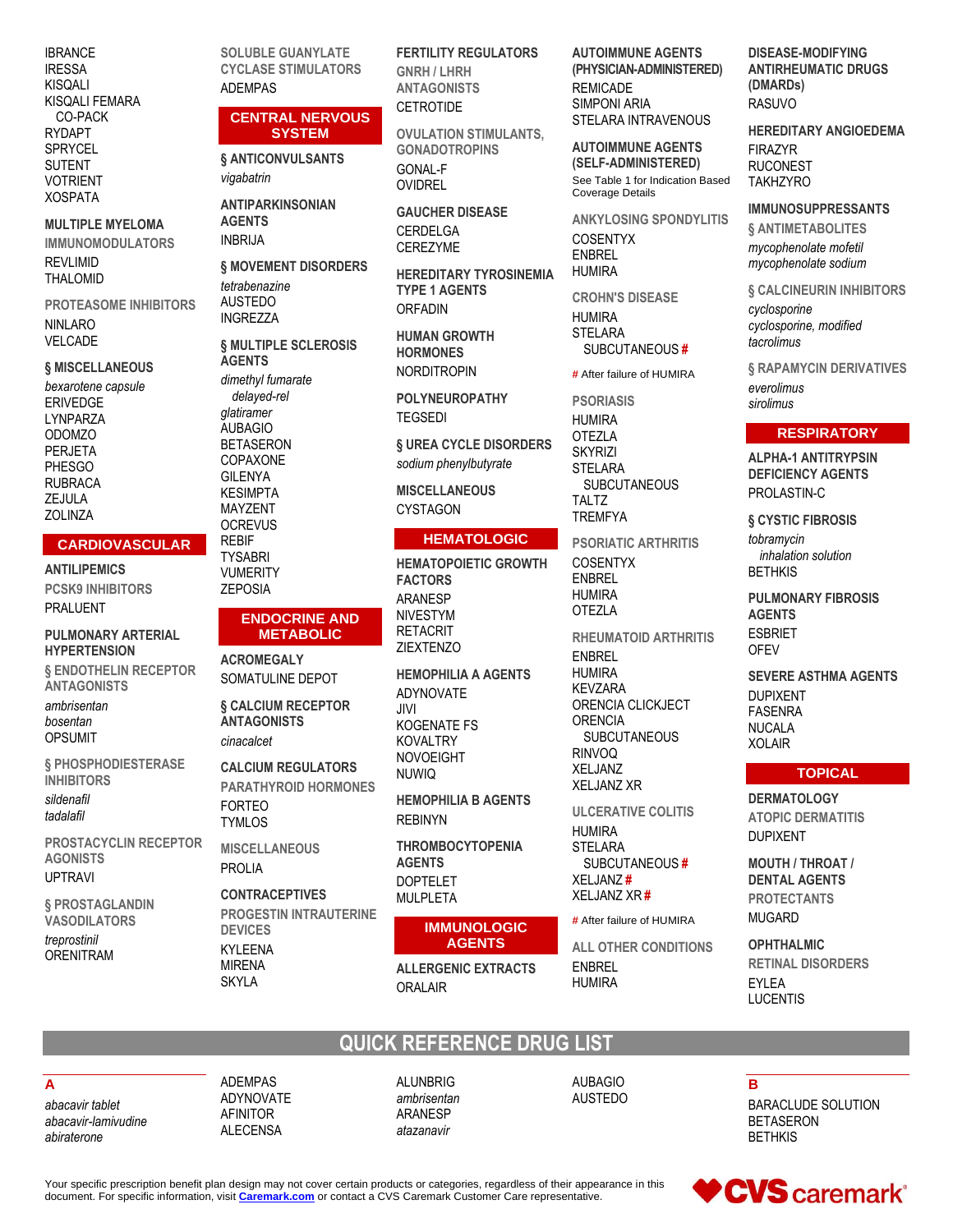IBRANCE
IRESSA
KISQALI
KISQALI FEMARA
CO-PACK
RYDAPT
SPRYCEL
SUTENT
VOTRIENT
XOSPATA

### MULTIPLE MYELOMA

#### IMMUNOMODULATORS

REVLIMID
THALOMID

#### PROTEASOME INHIBITORS

NINLARO
VELCADE

### § MISCELLANEOUS

*bexarotene capsule*
ERIVEDGE
LYNPARZA
ODOMZO
PERJETA
PHESGO
RUBRACA
ZEJULA
ZOLINZA

## CARDIOVASCULAR

### ANTILIPEMICS

#### PCSK9 INHIBITORS

PRALUENT

### PULMONARY ARTERIAL HYPERTENSION

#### § ENDOTHELIN RECEPTOR ANTAGONISTS

*ambrisentan*
*bosentan*
OPSUMIT

#### § PHOSPHODIESTERASE INHIBITORS

*sildenafil*
*tadalafil*

#### PROSTACYCLIN RECEPTOR AGONISTS

UPTRAVI

#### § PROSTAGLANDIN VASODILATORS

*treprostinil*
ORENITRAM

#### SOLUBLE GUANYLATE CYCLASE STIMULATORS

ADEMPAS

## CENTRAL NERVOUS SYSTEM

### § ANTICONVULSANTS

*vigabatrin*

### ANTIPARKINSONIAN AGENTS

INBRIJA

### § MOVEMENT DISORDERS

*tetrabenazine*
AUSTEDO
INGREZZA

### § MULTIPLE SCLEROSIS AGENTS

*dimethyl fumarate delayed-rel*
*glatiramer*
AUBAGIO
BETASERON
COPAXONE
GILENYA
KESIMPTA
MAYZENT
OCREVUS
REBIF
TYSABRI
VUMERITY
ZEPOSIA

## ENDOCRINE AND METABOLIC

### ACROMEGALY

SOMATULINE DEPOT

### § CALCIUM RECEPTOR ANTAGONISTS

*cinacalcet*

### CALCIUM REGULATORS

#### PARATHYROID HORMONES

FORTEO
TYMLOS

#### MISCELLANEOUS

PROLIA

### CONTRACEPTIVES

#### PROGESTIN INTRAUTERINE DEVICES

KYLEENA
MIRENA
SKYLA

### FERTILITY REGULATORS

#### GNRH / LHRH ANTAGONISTS

CETROTIDE

#### OVULATION STIMULANTS, GONADOTROPINS

GONAL-F
OVIDREL

### GAUCHER DISEASE

CERDELGA
CEREZYME

### HEREDITARY TYROSINEMIA TYPE 1 AGENTS

ORFADIN

### HUMAN GROWTH HORMONES

NORDITROPIN

### POLYNEUROPATHY

TEGSEDI

### § UREA CYCLE DISORDERS

*sodium phenylbutyrate*

### MISCELLANEOUS

CYSTAGON

## HEMATOLOGIC

### HEMATOPOIETIC GROWTH FACTORS

ARANESP
NIVESTYM
RETACRIT
ZIEXTENZO

### HEMOPHILIA A AGENTS

ADYNOVATE
JIVI
KOGENATE FS
KOVALTRY
NOVOEIGHT
NUWIQ

### HEMOPHILIA B AGENTS

REBINYN

### THROMBOCYTOPENIA AGENTS

DOPTELET
MULPLETA

## IMMUNOLOGIC AGENTS

### ALLERGENIC EXTRACTS

ORALAIR

### AUTOIMMUNE AGENTS (PHYSICIAN-ADMINISTERED)

REMICADE
SIMPONI ARIA
STELARA INTRAVENOUS

### AUTOIMMUNE AGENTS (SELF-ADMINISTERED)

See Table 1 for Indication Based Coverage Details

#### ANKYLOSING SPONDYLITIS

COSENTYX
ENBREL
HUMIRA

#### CROHN'S DISEASE

HUMIRA
STELARA SUBCUTANEOUS #

# After failure of HUMIRA

#### PSORIASIS

HUMIRA
OTEZLA
SKYRIZI
STELARA SUBCUTANEOUS
TALTZ
TREMFYA

#### PSORIATIC ARTHRITIS

COSENTYX
ENBREL
HUMIRA
OTEZLA

#### RHEUMATOID ARTHRITIS

ENBREL
HUMIRA
KEVZARA
ORENCIA CLICKJECT
ORENCIA SUBCUTANEOUS
RINVOQ
XELJANZ
XELJANZ XR

#### ULCERATIVE COLITIS

HUMIRA
STELARA SUBCUTANEOUS #
XELJANZ #
XELJANZ XR #

# After failure of HUMIRA

#### ALL OTHER CONDITIONS

ENBREL
HUMIRA

### DISEASE-MODIFYING ANTIRHEUMATIC DRUGS (DMARDs)

RASUVO

### HEREDITARY ANGIOEDEMA

FIRAZYR
RUCONEST
TAKHZYRO

### IMMUNOSUPPRESSANTS

#### § ANTIMETABOLITES

*mycophenolate mofetil*
*mycophenolate sodium*

#### § CALCINEURIN INHIBITORS

*cyclosporine*
*cyclosporine, modified*
*tacrolimus*

#### § RAPAMYCIN DERIVATIVES

*everolimus*
*sirolimus*

## RESPIRATORY

### ALPHA-1 ANTITRYPSIN DEFICIENCY AGENTS

PROLASTIN-C

### § CYSTIC FIBROSIS

*tobramycin inhalation solution*
BETHKIS

### PULMONARY FIBROSIS AGENTS

ESBRIET
OFEV

### SEVERE ASTHMA AGENTS

DUPIXENT
FASENRA
NUCALA
XOLAIR

## TOPICAL

### DERMATOLOGY

#### ATOPIC DERMATITIS

DUPIXENT

### MOUTH / THROAT / DENTAL AGENTS

#### PROTECTANTS

MUGARD

### OPHTHALMIC

#### RETINAL DISORDERS

EYLEA
LUCENTIS

# QUICK REFERENCE DRUG LIST

## A

*abacavir tablet*
*abacavir-lamivudine*
*abiraterone*
ADEMPAS
ADYNOVATE
AFINITOR
ALECENSA
ALUNBRIG
*ambrisentan*
ARANESP
*atazanavir*
AUBAGIO
AUSTEDO

## B

BARACLUDE SOLUTION
BETASERON
BETHKIS

Your specific prescription benefit plan design may not cover certain products or categories, regardless of their appearance in this document. For specific information, visit **Caremark.com** or contact a CVS Caremark Customer Care representative.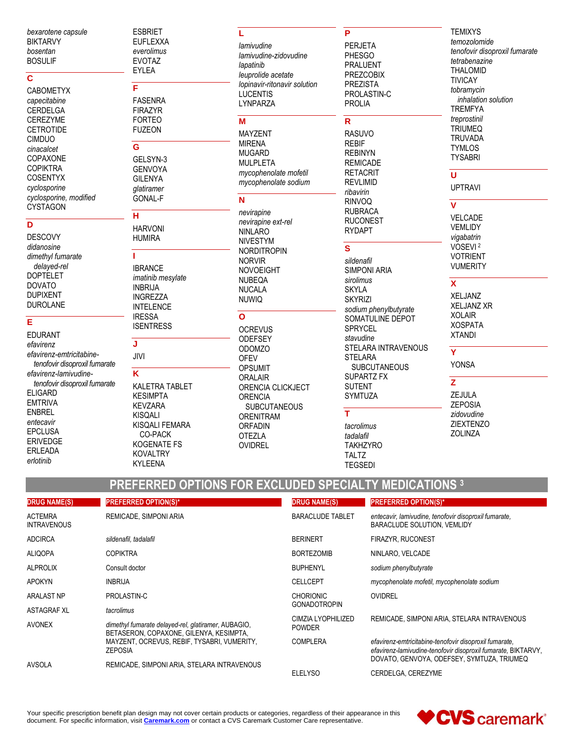*bexarotene capsule*
BIKTARVY
*bosentan*
BOSULIF

## C

CABOMETYX
*capecitabine*
CERDELGA
CEREZYME
CETROTIDE
CIMDUO
*cinacalcet*
COPAXONE
COPIKTRA
COSENTYX
*cyclosporine*
*cyclosporine, modified*
CYSTAGON

## D

DESCOVY
*didanosine*
*dimethyl fumarate delayed-rel*
DOPTELET
DOVATO
DUPIXENT
DUROLANE

## E

EDURANT
*efavirenz*
*efavirenz-emtricitabine-tenofovir disoproxil fumarate*
*efavirenz-lamivudine-tenofovir disoproxil fumarate*
ELIGARD
EMTRIVA
ENBREL
*entecavir*
EPCLUSA
ERIVEDGE
ERLEADA
*erlotinib*
ESBRIET
EUFLEXXA
*everolimus*
EVOTAZ
EYLEA

## F

FASENRA
FIRAZYR
FORTEO
FUZEON

## G

GELSYN-3
GENVOYA
GILENYA
*glatiramer*
GONAL-F

## H

HARVONI
HUMIRA

## I

IBRANCE
*imatinib mesylate*
INBRIJA
INGREZZA
INTELENCE
IRESSA
ISENTRESS

## J

JIVI

## K

KALETRA TABLET
KESIMPTA
KEVZARA
KISQALI
KISQALI FEMARA CO-PACK
KOGENATE FS
KOVALTRY
KYLEENA

## L

*lamivudine*
*lamivudine-zidovudine*
*lapatinib*
*leuprolide acetate*
*lopinavir-ritonavir solution*
LUCENTIS
LYNPARZA

## M

MAYZENT
MIRENA
MUGARD
MULPLETA
*mycophenolate mofetil*
*mycophenolate sodium*

## N

*nevirapine*
*nevirapine ext-rel*
NINLARO
NIVESTYM
NORDITROPIN
NORVIR
NOVOEIGHT
NUBEQA
NUCALA
NUWIQ

## O

OCREVUS
ODEFSEY
ODOMZO
OFEV
OPSUMIT
ORALAIR
ORENCIA CLICKJECT
ORENCIA SUBCUTANEOUS
ORENITRAM
ORFADIN
OTEZLA
OVIDREL

## P

PERJETA
PHESGO
PRALUENT
PREZCOBIX
PREZISTA
PROLASTIN-C
PROLIA

## R

RASUVO
REBIF
REBINYN
REMICADE
RETACRIT
REVLIMID
*ribavirin*
RINVOQ
RUBRACA
RUCONEST
RYDAPT

## S

*sildenafil*
SIMPONI ARIA
*sirolimus*
SKYLA
SKYRIZI
*sodium phenylbutyrate*
SOMATULINE DEPOT
SPRYCEL
*stavudine*
STELARA INTRAVENOUS
STELARA SUBCUTANEOUS
SUPARTZ FX
SUTENT
SYMTUZA

## T

*tacrolimus*
*tadalafil*
TAKHZYRO
TALTZ
TEGSEDI
TEMIXYS
*temozolomide*
*tenofovir disoproxil fumarate*
*tetrabenazine*
THALOMID
TIVICAY
*tobramycin inhalation solution*
TREMFYA
*treprostinil*
TRIUMEQ
TRUVADA
TYMLOS
TYSABRI

## U

UPTRAVI

## V

VELCADE
VEMLIDY
*vigabatrin*
VOSEVI [2]
VOTRIENT
VUMERITY

## X

XELJANZ
XELJANZ XR
XOLAIR
XOSPATA
XTANDI

## Y

YONSA

## Z

ZEJULA
ZEPOSIA
*zidovudine*
ZIEXTENZO
ZOLINZA

# PREFERRED OPTIONS FOR EXCLUDED SPECIALTY MEDICATIONS [3]

| DRUG NAME(S) | PREFERRED OPTION(S)* |
|---|---|
| ACTEMRA INTRAVENOUS | REMICADE, SIMPONI ARIA |
| ADCIRCA | *sildenafil, tadalafil* |
| ALIQOPA | COPIKTRA |
| ALPROLIX | Consult doctor |
| APOKYN | INBRIJA |
| ARALAST NP | PROLASTIN-C |
| ASTAGRAF XL | *tacrolimus* |
| AVONEX | *dimethyl fumarate delayed-rel, glatiramer,* AUBAGIO, BETASERON, COPAXONE, GILENYA, KESIMPTA, MAYZENT, OCREVUS, REBIF, TYSABRI, VUMERITY, ZEPOSIA |
| AVSOLA | REMICADE, SIMPONI ARIA, STELARA INTRAVENOUS |
| BARACLUDE TABLET | *entecavir, lamivudine, tenofovir disoproxil fumarate,* BARACLUDE SOLUTION, VEMLIDY |
| BERINERT | FIRAZYR, RUCONEST |
| BORTEZOMIB | NINLARO, VELCADE |
| BUPHENYL | *sodium phenylbutyrate* |
| CELLCEPT | *mycophenolate mofetil, mycophenolate sodium* |
| CHORIONIC GONADOTROPIN | OVIDREL |
| CIMZIA LYOPHILIZED POWDER | REMICADE, SIMPONI ARIA, STELARA INTRAVENOUS |
| COMPLERA | *efavirenz-emtricitabine-tenofovir disoproxil fumarate, efavirenz-lamivudine-tenofovir disoproxil fumarate,* BIKTARVY, DOVATO, GENVOYA, ODEFSEY, SYMTUZA, TRIUMEQ |
| ELELYSO | CERDELGA, CEREZYME |

Your specific prescription benefit plan design may not cover certain products or categories, regardless of their appearance in this document. For specific information, visit Caremark.com or contact a CVS Caremark Customer Care representative.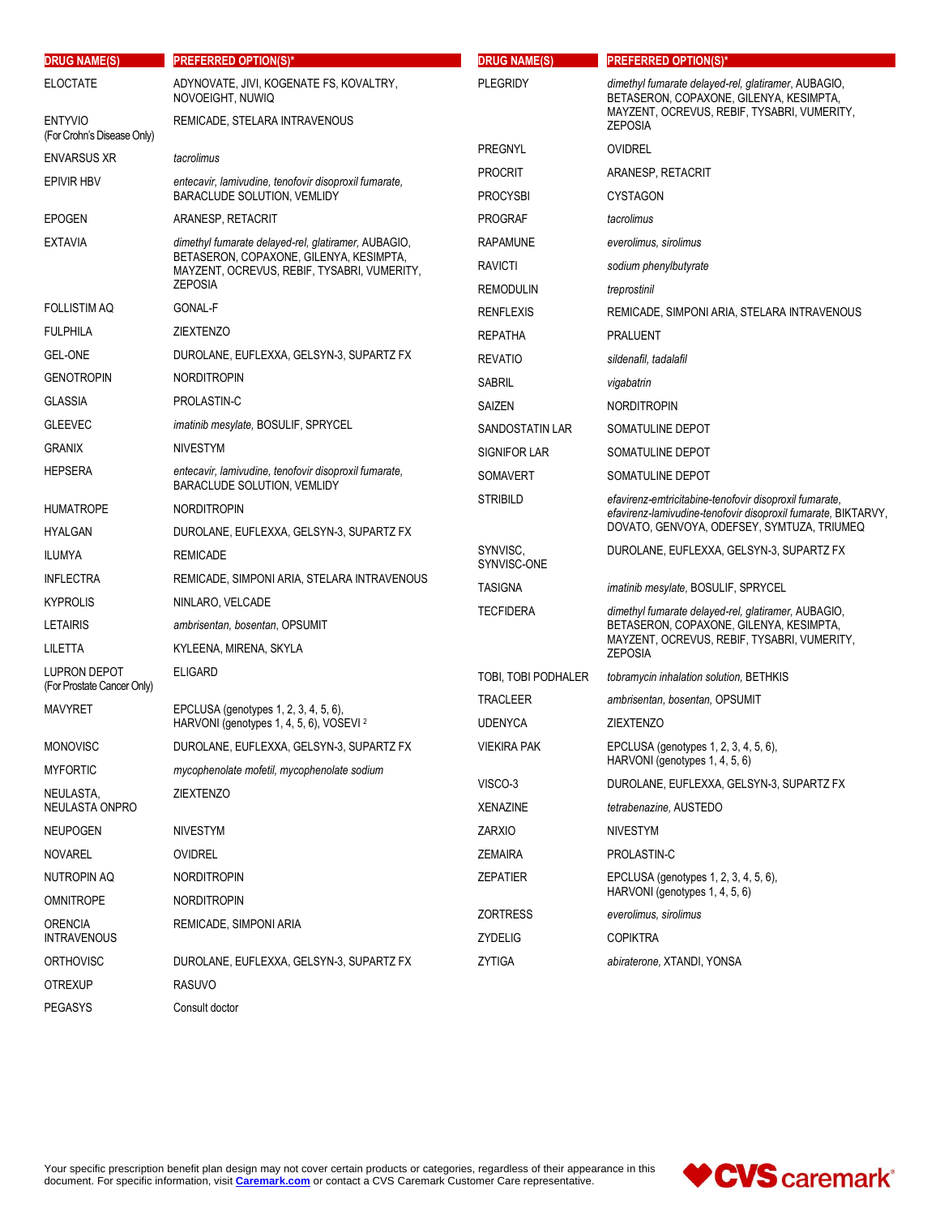| DRUG NAME(S) | PREFERRED OPTION(S)* |
|---|---|
| ELOCTATE | ADYNOVATE, JIVI, KOGENATE FS, KOVALTRY, NOVOEIGHT, NUWIQ |
| ENTYVIO (For Crohn's Disease Only) | REMICADE, STELARA INTRAVENOUS |
| ENVARSUS XR | *tacrolimus* |
| EPIVIR HBV | *entecavir, lamivudine, tenofovir disoproxil fumarate,* BARACLUDE SOLUTION, VEMLIDY |
| EPOGEN | ARANESP, RETACRIT |
| EXTAVIA | *dimethyl fumarate delayed-rel, glatiramer,* AUBAGIO, BETASERON, COPAXONE, GILENYA, KESIMPTA, MAYZENT, OCREVUS, REBIF, TYSABRI, VUMERITY, ZEPOSIA |
| FOLLISTIM AQ | GONAL-F |
| FULPHILA | ZIEXTENZO |
| GEL-ONE | DUROLANE, EUFLEXXA, GELSYN-3, SUPARTZ FX |
| GENOTROPIN | NORDITROPIN |
| GLASSIA | PROLASTIN-C |
| GLEEVEC | *imatinib mesylate,* BOSULIF, SPRYCEL |
| GRANIX | NIVESTYM |
| HEPSERA | *entecavir, lamivudine, tenofovir disoproxil fumarate,* BARACLUDE SOLUTION, VEMLIDY |
| HUMATROPE | NORDITROPIN |
| HYALGAN | DUROLANE, EUFLEXXA, GELSYN-3, SUPARTZ FX |
| ILUMYA | REMICADE |
| INFLECTRA | REMICADE, SIMPONI ARIA, STELARA INTRAVENOUS |
| KYPROLIS | NINLARO, VELCADE |
| LETAIRIS | *ambrisentan, bosentan,* OPSUMIT |
| LILETTA | KYLEENA, MIRENA, SKYLA |
| LUPRON DEPOT (For Prostate Cancer Only) | ELIGARD |
| MAVYRET | EPCLUSA (genotypes 1, 2, 3, 4, 5, 6), HARVONI (genotypes 1, 4, 5, 6), VOSEVI [2] |
| MONOVISC | DUROLANE, EUFLEXXA, GELSYN-3, SUPARTZ FX |
| MYFORTIC | *mycophenolate mofetil, mycophenolate sodium* |
| NEULASTA, NEULASTA ONPRO | ZIEXTENZO |
| NEUPOGEN | NIVESTYM |
| NOVAREL | OVIDREL |
| NUTROPIN AQ | NORDITROPIN |
| OMNITROPE | NORDITROPIN |
| ORENCIA INTRAVENOUS | REMICADE, SIMPONI ARIA |
| ORTHOVISC | DUROLANE, EUFLEXXA, GELSYN-3, SUPARTZ FX |
| OTREXUP | RASUVO |
| PEGASYS | Consult doctor |
| PLEGRIDY | *dimethyl fumarate delayed-rel, glatiramer,* AUBAGIO, BETASERON, COPAXONE, GILENYA, KESIMPTA, MAYZENT, OCREVUS, REBIF, TYSABRI, VUMERITY, ZEPOSIA |
| PREGNYL | OVIDREL |
| PROCRIT | ARANESP, RETACRIT |
| PROCYSBI | CYSTAGON |
| PROGRAF | *tacrolimus* |
| RAPAMUNE | *everolimus, sirolimus* |
| RAVICTI | *sodium phenylbutyrate* |
| REMODULIN | *treprostinil* |
| RENFLEXIS | REMICADE, SIMPONI ARIA, STELARA INTRAVENOUS |
| REPATHA | PRALUENT |
| REVATIO | *sildenafil, tadalafil* |
| SABRIL | *vigabatrin* |
| SAIZEN | NORDITROPIN |
| SANDOSTATIN LAR | SOMATULINE DEPOT |
| SIGNIFOR LAR | SOMATULINE DEPOT |
| SOMAVERT | SOMATULINE DEPOT |
| STRIBILD | *efavirenz-emtricitabine-tenofovir disoproxil fumarate, efavirenz-lamivudine-tenofovir disoproxil fumarate,* BIKTARVY, DOVATO, GENVOYA, ODEFSEY, SYMTUZA, TRIUMEQ |
| SYNVISC, SYNVISC-ONE | DUROLANE, EUFLEXXA, GELSYN-3, SUPARTZ FX |
| TASIGNA | *imatinib mesylate,* BOSULIF, SPRYCEL |
| TECFIDERA | *dimethyl fumarate delayed-rel, glatiramer,* AUBAGIO, BETASERON, COPAXONE, GILENYA, KESIMPTA, MAYZENT, OCREVUS, REBIF, TYSABRI, VUMERITY, ZEPOSIA |
| TOBI, TOBI PODHALER | *tobramycin inhalation solution,* BETHKIS |
| TRACLEER | *ambrisentan, bosentan,* OPSUMIT |
| UDENYCA | ZIEXTENZO |
| VIEKIRA PAK | EPCLUSA (genotypes 1, 2, 3, 4, 5, 6), HARVONI (genotypes 1, 4, 5, 6) |
| VISCO-3 | DUROLANE, EUFLEXXA, GELSYN-3, SUPARTZ FX |
| XENAZINE | *tetrabenazine,* AUSTEDO |
| ZARXIO | NIVESTYM |
| ZEMAIRA | PROLASTIN-C |
| ZEPATIER | EPCLUSA (genotypes 1, 2, 3, 4, 5, 6), HARVONI (genotypes 1, 4, 5, 6) |
| ZORTRESS | *everolimus, sirolimus* |
| ZYDELIG | COPIKTRA |
| ZYTIGA | *abiraterone,* XTANDI, YONSA |

Your specific prescription benefit plan design may not cover certain products or categories, regardless of their appearance in this document. For specific information, visit **Caremark.com** or contact a CVS Caremark Customer Care representative.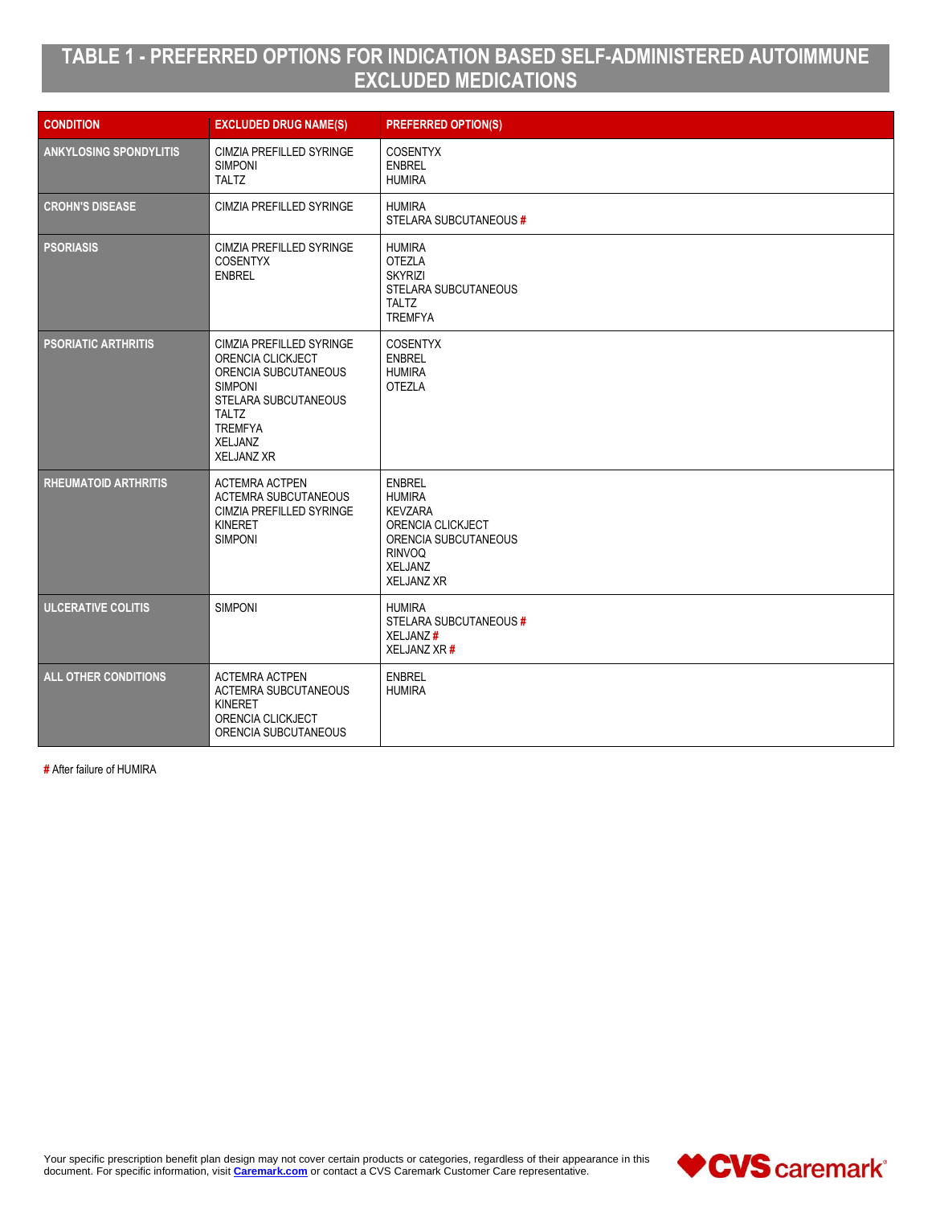# TABLE 1 - PREFERRED OPTIONS FOR INDICATION BASED SELF-ADMINISTERED AUTOIMMUNE EXCLUDED MEDICATIONS

| CONDITION | EXCLUDED DRUG NAME(S) | PREFERRED OPTION(S) |
|---|---|---|
| ANKYLOSING SPONDYLITIS | CIMZIA PREFILLED SYRINGE<br>SIMPONI<br>TALTZ | COSENTYX<br>ENBREL<br>HUMIRA |
| CROHN'S DISEASE | CIMZIA PREFILLED SYRINGE | HUMIRA<br>STELARA SUBCUTANEOUS # |
| PSORIASIS | CIMZIA PREFILLED SYRINGE<br>COSENTYX<br>ENBREL | HUMIRA<br>OTEZLA<br>SKYRIZI<br>STELARA SUBCUTANEOUS<br>TALTZ<br>TREMFYA |
| PSORIATIC ARTHRITIS | CIMZIA PREFILLED SYRINGE<br>ORENCIA CLICKJECT<br>ORENCIA SUBCUTANEOUS<br>SIMPONI<br>STELARA SUBCUTANEOUS<br>TALTZ<br>TREMFYA<br>XELJANZ<br>XELJANZ XR | COSENTYX<br>ENBREL<br>HUMIRA<br>OTEZLA |
| RHEUMATOID ARTHRITIS | ACTEMRA ACTPEN<br>ACTEMRA SUBCUTANEOUS<br>CIMZIA PREFILLED SYRINGE<br>KINERET<br>SIMPONI | ENBREL<br>HUMIRA<br>KEVZARA<br>ORENCIA CLICKJECT<br>ORENCIA SUBCUTANEOUS<br>RINVOQ<br>XELJANZ<br>XELJANZ XR |
| ULCERATIVE COLITIS | SIMPONI | HUMIRA<br>STELARA SUBCUTANEOUS #<br>XELJANZ #<br>XELJANZ XR # |
| ALL OTHER CONDITIONS | ACTEMRA ACTPEN<br>ACTEMRA SUBCUTANEOUS<br>KINERET<br>ORENCIA CLICKJECT<br>ORENCIA SUBCUTANEOUS | ENBREL<br>HUMIRA |

# After failure of HUMIRA

Your specific prescription benefit plan design may not cover certain products or categories, regardless of their appearance in this document. For specific information, visit Caremark.com or contact a CVS Caremark Customer Care representative.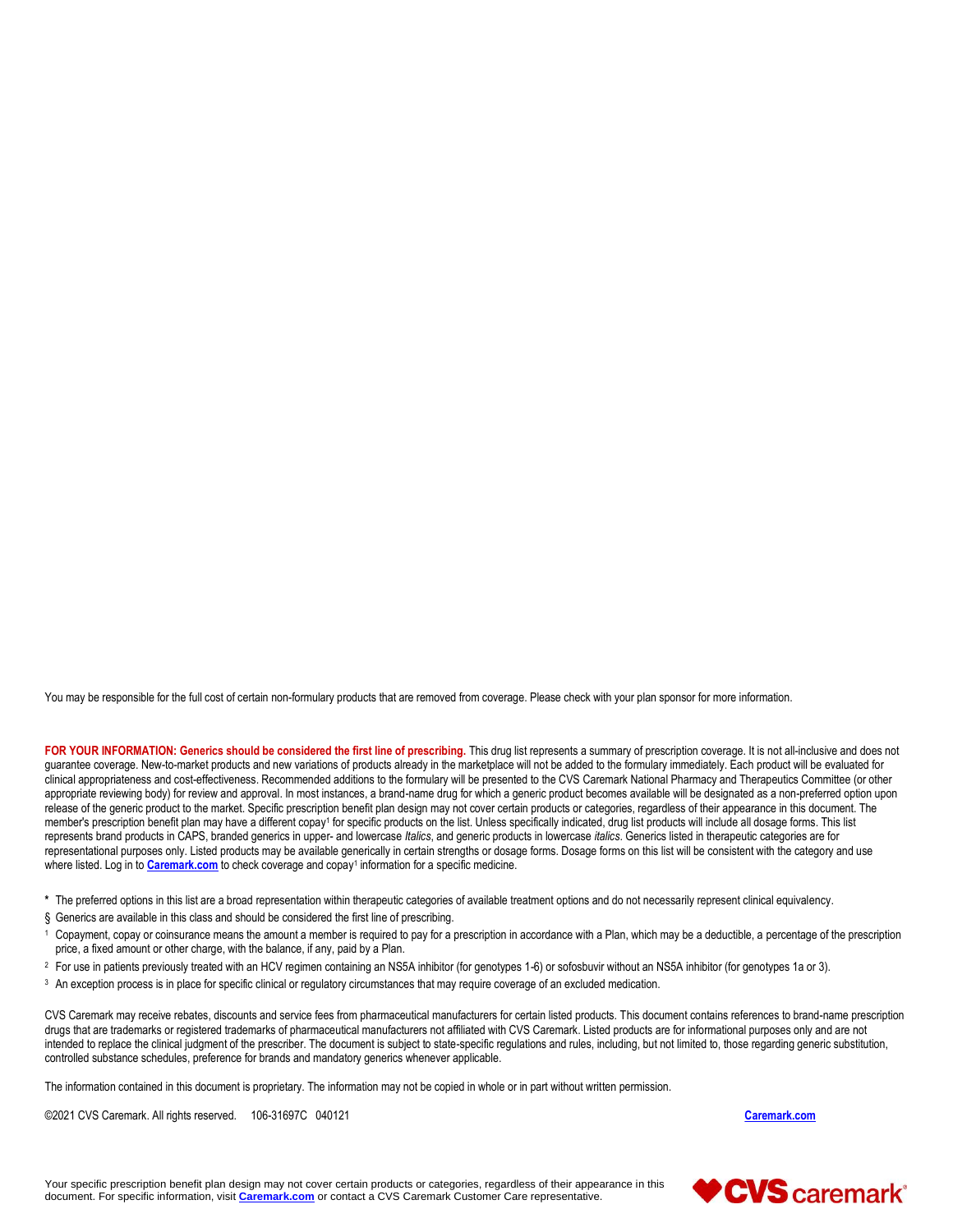You may be responsible for the full cost of certain non-formulary products that are removed from coverage. Please check with your plan sponsor for more information.

**FOR YOUR INFORMATION: Generics should be considered the first line of prescribing.** This drug list represents a summary of prescription coverage. It is not all-inclusive and does not guarantee coverage. New-to-market products and new variations of products already in the marketplace will not be added to the formulary immediately. Each product will be evaluated for clinical appropriateness and cost-effectiveness. Recommended additions to the formulary will be presented to the CVS Caremark National Pharmacy and Therapeutics Committee (or other appropriate reviewing body) for review and approval. In most instances, a brand-name drug for which a generic product becomes available will be designated as a non-preferred option upon release of the generic product to the market. Specific prescription benefit plan design may not cover certain products or categories, regardless of their appearance in this document. The member's prescription benefit plan may have a different copay[1] for specific products on the list. Unless specifically indicated, drug list products will include all dosage forms. This list represents brand products in CAPS, branded generics in upper- and lowercase *Italics*, and generic products in lowercase *italics*. Generics listed in therapeutic categories are for representational purposes only. Listed products may be available generically in certain strengths or dosage forms. Dosage forms on this list will be consistent with the category and use where listed. Log in to **Caremark.com** to check coverage and copay[1] information for a specific medicine.

\* The preferred options in this list are a broad representation within therapeutic categories of available treatment options and do not necessarily represent clinical equivalency.

§ Generics are available in this class and should be considered the first line of prescribing.

[1] Copayment, copay or coinsurance means the amount a member is required to pay for a prescription in accordance with a Plan, which may be a deductible, a percentage of the prescription price, a fixed amount or other charge, with the balance, if any, paid by a Plan.

[2] For use in patients previously treated with an HCV regimen containing an NS5A inhibitor (for genotypes 1-6) or sofosbuvir without an NS5A inhibitor (for genotypes 1a or 3).

[3] An exception process is in place for specific clinical or regulatory circumstances that may require coverage of an excluded medication.

CVS Caremark may receive rebates, discounts and service fees from pharmaceutical manufacturers for certain listed products. This document contains references to brand-name prescription drugs that are trademarks or registered trademarks of pharmaceutical manufacturers not affiliated with CVS Caremark. Listed products are for informational purposes only and are not intended to replace the clinical judgment of the prescriber. The document is subject to state-specific regulations and rules, including, but not limited to, those regarding generic substitution, controlled substance schedules, preference for brands and mandatory generics whenever applicable.

The information contained in this document is proprietary. The information may not be copied in whole or in part without written permission.

©2021 CVS Caremark. All rights reserved. 106-31697C 040121 **Caremark.com**

Your specific prescription benefit plan design may not cover certain products or categories, regardless of their appearance in this document. For specific information, visit **Caremark.com** or contact a CVS Caremark Customer Care representative.

CVS caremark®